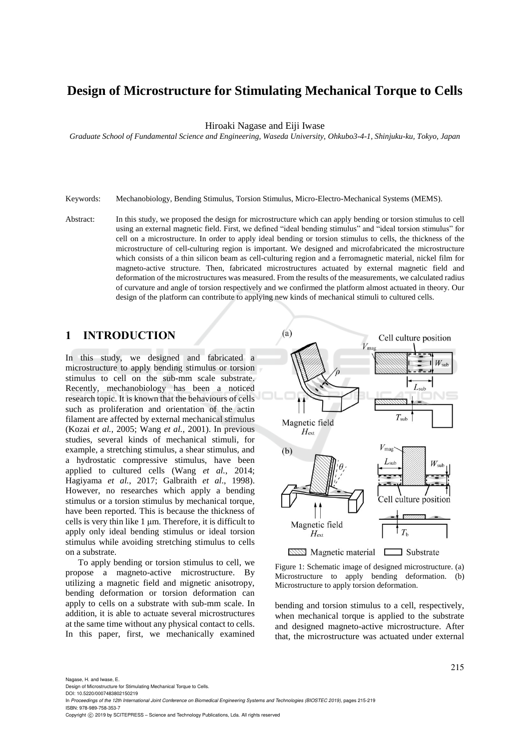# Design of Microstructure for Stimulating Mechanical Torque to Cells

Hiroaki Nagase and Eiji Iwase

*Graduate School of Fundamental Science and Engineering, Waseda University, Ohkubo3-4-1, Shinjuku-ku, Tokyo, Japan*

Keywords: Mechanobiology, Bending Stimulus, Torsion Stimulus, Micro-Electro-Mechanical Systems (MEMS).

Abstract: In this study, we proposed the design for microstructure which can apply bending or torsion stimulus to cell using an external magnetic field. First, we defined "ideal bending stimulus" and "ideal torsion stimulus" for cell on a microstructure. In order to apply ideal bending or torsion stimulus to cells, the thickness of the microstructure of cell-culturing region is important. We designed and microfabricated the microstructure which consists of a thin silicon beam as cell-culturing region and a ferromagnetic material, nickel film for magneto-active structure. Then, fabricated microstructures actuated by external magnetic field and deformation of the microstructures was measured. From the results of the measurements, we calculated radius of curvature and angle of torsion respectively and we confirmed the platform almost actuated in theory. Our design of the platform can contribute to applying new kinds of mechanical stimuli to cultured cells.

## 1 INTRODUCTION

In this study, we designed and fabricated a microstructure to apply bending stimulus or torsion stimulus to cell on the sub-mm scale substrate. Recently, mechanobiology has been a noticed research topic. It is known that the behaviours of cells such as proliferation and orientation of the actin filament are affected by external mechanical stimulus (Kozai *et al.*, 2005; Wang *et al.*, 2001). In previous studies, several kinds of mechanical stimuli, for example, a stretching stimulus, a shear stimulus, and a hydrostatic compressive stimulus, have been applied to cultured cells (Wang *et al.*, 2014; Hagiyama *et al.*, 2017; Galbraith *et al*., 1998). However, no researches which apply a bending stimulus or a torsion stimulus by mechanical torque, have been reported. This is because the thickness of cells is very thin like 1 μm. Therefore, it is difficult to apply only ideal bending stimulus or ideal torsion stimulus while avoiding stretching stimulus to cells on a substrate.

To apply bending or torsion stimulus to cell, we propose a magneto-active microstructure. By utilizing a magnetic field and mignetic anisotropy, bending deformation or torsion deformation can apply to cells on a substrate with sub-mm scale. In addition, it is able to actuate several microstructures at the same time without any physical contact to cells. In this paper, first, we mechanically examined bending and torsion stimulus to a cell, respectively, when mechanical torque is applied to the substrate and designed magneto-active microstructure. After that, the microstructure was actuated under external

Figure 1: Schematic image of designed microstructure. (a) Microstructure to apply bending deformation. (b) Microstructure to apply torsion deformation.

Nagase, H. and Iwase, E.
Design of Microstructure for Stimulating Mechanical Torque to Cells.
DOI: 10.5220/0007483802150219
In *Proceedings of the 12th International Joint Conference on Biomedical Engineering Systems and Technologies (BIOSTEC 2019)*, pages 215-219
ISBN: 978-989-758-353-7
Copyright © 2019 by SCITEPRESS – Science and Technology Publications, Lda. All rights reserved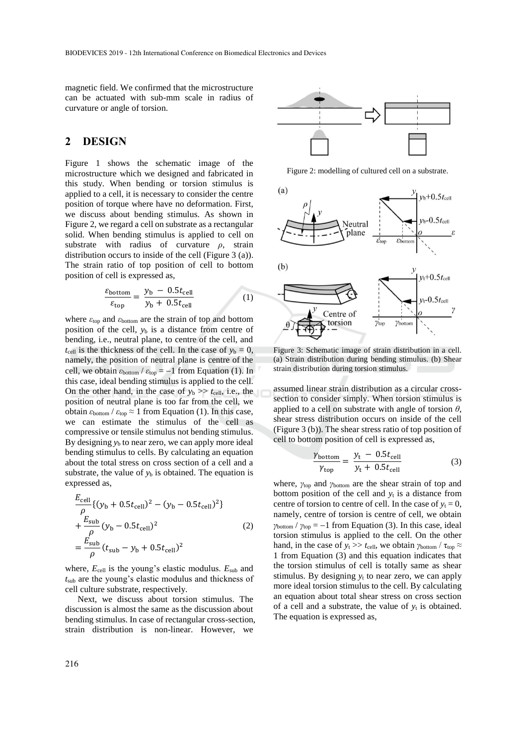magnetic field. We confirmed that the microstructure can be actuated with sub-mm scale in radius of curvature or angle of torsion.

## 2 DESIGN

Figure 1 shows the schematic image of the microstructure which we designed and fabricated in this study. When bending or torsion stimulus is applied to a cell, it is necessary to consider the centre position of torque where have no deformation. First, we discuss about bending stimulus. As shown in Figure 2, we regard a cell on substrate as a rectangular solid. When bending stimulus is applied to cell on substrate with radius of curvature $\rho$, strain distribution occurs to inside of the cell (Figure 3 (a)). The strain ratio of top position of cell to bottom position of cell is expressed as,

$$\frac{\varepsilon_{\mathrm{bottom}}}{\varepsilon_{\mathrm{top}}} = \frac{y_{\mathrm{b}} - 0.5t_{\mathrm{cell}}}{y_{\mathrm{b}} + 0.5t_{\mathrm{cell}}} \tag{1}$$

where $\varepsilon_{\mathrm{top}}$ and $\varepsilon_{\mathrm{bottom}}$ are the strain of top and bottom position of the cell, $y_{\mathrm{b}}$ is a distance from centre of bending, i.e., neutral plane, to centre of the cell, and $t_{\mathrm{cell}}$ is the thickness of the cell. In the case of $y_{\mathrm{b}} = 0$, namely, the position of neutral plane is centre of the cell, we obtain $\varepsilon_{\mathrm{bottom}} / \varepsilon_{\mathrm{top}} = -1$ from Equation (1). In this case, ideal bending stimulus is applied to the cell. On the other hand, in the case of $y_{\mathrm{b}} >> t_{\mathrm{cell}}$, i.e., the position of neutral plane is too far from the cell, we obtain $\varepsilon_{\mathrm{bottom}} / \varepsilon_{\mathrm{top}} \approx 1$ from Equation (1). In this case, we can estimate the stimulus of the cell as compressive or tensile stimulus not bending stimulus. By designing $y_{\mathrm{b}}$ to near zero, we can apply more ideal bending stimulus to cells. By calculating an equation about the total stress on cross section of a cell and a substrate, the value of $y_{\mathrm{b}}$ is obtained. The equation is expressed as,

$$\begin{aligned} &\frac{E_{\mathrm{cell}}}{\rho}\{(y_{\mathrm{b}} + 0.5t_{\mathrm{cell}})^2 - (y_{\mathrm{b}} - 0.5t_{\mathrm{cell}})^2\} \\ &+ \frac{E_{\mathrm{sub}}}{\rho}(y_{\mathrm{b}} - 0.5t_{\mathrm{cell}})^2 \\ &= \frac{E_{\mathrm{sub}}}{\rho}(t_{\mathrm{sub}} - y_{\mathrm{b}} + 0.5t_{\mathrm{cell}})^2 \end{aligned} \tag{2}$$

where, $E_{\mathrm{cell}}$ is the young's elastic modulus. $E_{\mathrm{sub}}$ and $t_{\mathrm{sub}}$ are the young's elastic modulus and thickness of cell culture substrate, respectively.

Next, we discuss about torsion stimulus. The discussion is almost the same as the discussion about bending stimulus. In case of rectangular cross-section, strain distribution is non-linear. However, we assumed linear strain distribution as a circular cross-section to consider simply. When torsion stimulus is applied to a cell on substrate with angle of torsion $\theta$, shear stress distribution occurs on inside of the cell (Figure 3 (b)). The shear stress ratio of top position of cell to bottom position of cell is expressed as,

Figure 2: modelling of cultured cell on a substrate.

Figure 3: Schematic image of strain distribution in a cell. (a) Strain distribution during bending stimulus. (b) Shear strain distribution during torsion stimulus.

$$\frac{\gamma_{\mathrm{bottom}}}{\gamma_{\mathrm{top}}} = \frac{y_{\mathrm{t}} - 0.5t_{\mathrm{cell}}}{y_{\mathrm{t}} + 0.5t_{\mathrm{cell}}} \tag{3}$$

where, $\gamma_{\mathrm{top}}$ and $\gamma_{\mathrm{bottom}}$ are the shear strain of top and bottom position of the cell and $y_{\mathrm{t}}$ is a distance from centre of torsion to centre of cell. In the case of $y_{\mathrm{t}} = 0$, namely, centre of torsion is centre of cell, we obtain $\gamma_{\mathrm{bottom}} / \gamma_{\mathrm{top}} = -1$ from Equation (3). In this case, ideal torsion stimulus is applied to the cell. On the other hand, in the case of $y_{\mathrm{t}} >> t_{\mathrm{cell}}$, we obtain $\gamma_{\mathrm{bottom}} / \tau_{\mathrm{top}} \approx 1$ from Equation (3) and this equation indicates that the torsion stimulus of cell is totally same as shear stimulus. By designing $y_{\mathrm{t}}$ to near zero, we can apply more ideal torsion stimulus to the cell. By calculating an equation about total shear stress on cross section of a cell and a substrate, the value of $y_{\mathrm{t}}$ is obtained. The equation is expressed as,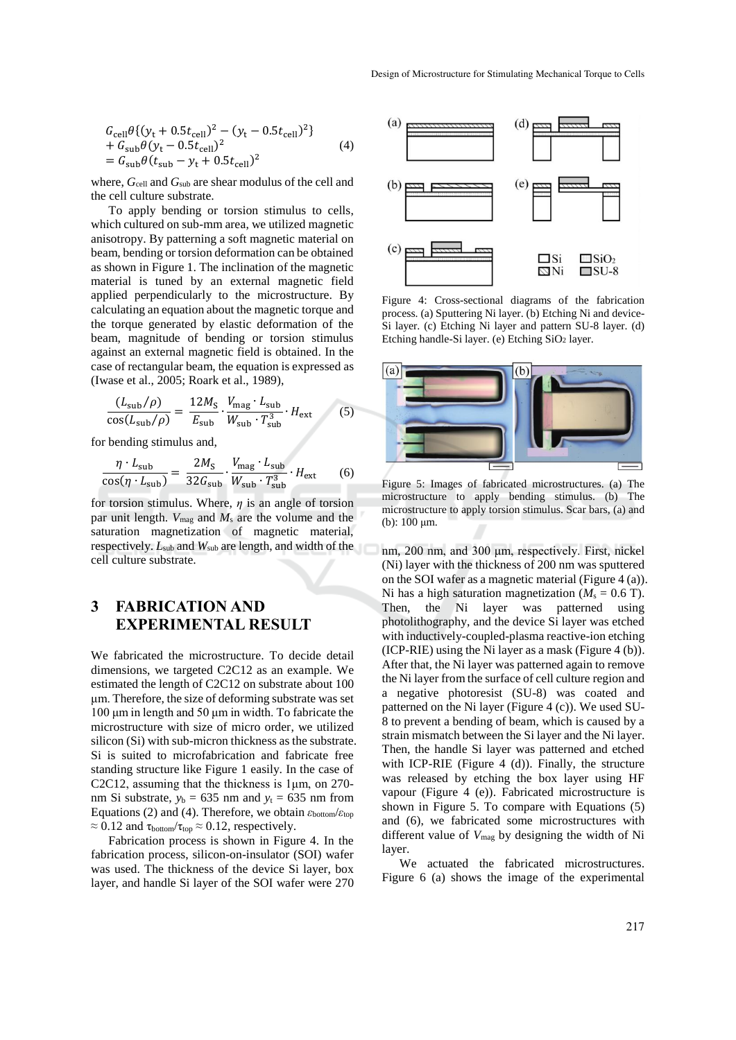$$
\begin{aligned}
&G_{\mathrm{cell}}\theta\{(y_{\mathrm{t}}+0.5t_{\mathrm{cell}})^2-(y_{\mathrm{t}}-0.5t_{\mathrm{cell}})^2\} \\
&+G_{\mathrm{sub}}\theta(y_{\mathrm{t}}-0.5t_{\mathrm{cell}})^2 \\
&=G_{\mathrm{sub}}\theta(t_{\mathrm{sub}}-y_{\mathrm{t}}+0.5t_{\mathrm{cell}})^2
\end{aligned}
\tag{4}
$$

where, $G_{\mathrm{cell}}$ and $G_{\mathrm{sub}}$ are shear modulus of the cell and the cell culture substrate.

To apply bending or torsion stimulus to cells, which cultured on sub-mm area, we utilized magnetic anisotropy. By patterning a soft magnetic material on beam, bending or torsion deformation can be obtained as shown in Figure 1. The inclination of the magnetic material is tuned by an external magnetic field applied perpendicularly to the microstructure. By calculating an equation about the magnetic torque and the torque generated by elastic deformation of the beam, magnitude of bending or torsion stimulus against an external magnetic field is obtained. In the case of rectangular beam, the equation is expressed as (Iwase et al., 2005; Roark et al., 1989),

$$
\frac{(L_{\mathrm{sub}}/\rho)}{\cos(L_{\mathrm{sub}}/\rho)}=\frac{12M_{\mathrm{S}}}{E_{\mathrm{sub}}}\cdot\frac{V_{\mathrm{mag}}\cdot L_{\mathrm{sub}}}{W_{\mathrm{sub}}\cdot T_{\mathrm{sub}}^{3}}\cdot H_{\mathrm{ext}}
\tag{5}
$$

for bending stimulus and,

$$
\frac{\eta\cdot L_{\mathrm{sub}}}{\cos(\eta\cdot L_{\mathrm{sub}})}=\frac{2M_{\mathrm{S}}}{32G_{\mathrm{sub}}}\cdot\frac{V_{\mathrm{mag}}\cdot L_{\mathrm{sub}}}{W_{\mathrm{sub}}\cdot T_{\mathrm{sub}}^{3}}\cdot H_{\mathrm{ext}}
\tag{6}
$$

for torsion stimulus. Where, $\eta$ is an angle of torsion par unit length. $V_{\mathrm{mag}}$ and $M_{\mathrm{s}}$ are the volume and the saturation magnetization of magnetic material, respectively. $L_{\mathrm{sub}}$ and $W_{\mathrm{sub}}$ are length, and width of the cell culture substrate.

## 3 FABRICATION AND EXPERIMENTAL RESULT

We fabricated the microstructure. To decide detail dimensions, we targeted C2C12 as an example. We estimated the length of C2C12 on substrate about 100 μm. Therefore, the size of deforming substrate was set 100 μm in length and 50 μm in width. To fabricate the microstructure with size of micro order, we utilized silicon (Si) with sub-micron thickness as the substrate. Si is suited to microfabrication and fabricate free standing structure like Figure 1 easily. In the case of C2C12, assuming that the thickness is 1μm, on 270-nm Si substrate, $y_{\mathrm{b}}$ = 635 nm and $y_{\mathrm{t}}$ = 635 nm from Equations (2) and (4). Therefore, we obtain $\varepsilon_{\mathrm{bottom}}/\varepsilon_{\mathrm{top}} \approx 0.12$ and $\tau_{\mathrm{bottom}}/\tau_{\mathrm{top}} \approx 0.12$, respectively.

Fabrication process is shown in Figure 4. In the fabrication process, silicon-on-insulator (SOI) wafer was used. The thickness of the device Si layer, box layer, and handle Si layer of the SOI wafer were 270 nm, 200 nm, and 300 μm, respectively. First, nickel (Ni) layer with the thickness of 200 nm was sputtered on the SOI wafer as a magnetic material (Figure 4 (a)). Ni has a high saturation magnetization ($M_{\mathrm{s}}$ = 0.6 T). Then, the Ni layer was patterned using photolithography, and the device Si layer was etched with inductively-coupled-plasma reactive-ion etching (ICP-RIE) using the Ni layer as a mask (Figure 4 (b)). After that, the Ni layer was patterned again to remove the Ni layer from the surface of cell culture region and a negative photoresist (SU-8) was coated and patterned on the Ni layer (Figure 4 (c)). We used SU-8 to prevent a bending of beam, which is caused by a strain mismatch between the Si layer and the Ni layer. Then, the handle Si layer was patterned and etched with ICP-RIE (Figure 4 (d)). Finally, the structure was released by etching the box layer using HF vapour (Figure 4 (e)). Fabricated microstructure is shown in Figure 5. To compare with Equations (5) and (6), we fabricated some microstructures with different value of $V_{\mathrm{mag}}$ by designing the width of Ni layer.

Figure 4: Cross-sectional diagrams of the fabrication process. (a) Sputtering Ni layer. (b) Etching Ni and device-Si layer. (c) Etching Ni layer and pattern SU-8 layer. (d) Etching handle-Si layer. (e) Etching $SiO_2$ layer.

Figure 5: Images of fabricated microstructures. (a) The microstructure to apply bending stimulus. (b) The microstructure to apply torsion stimulus. Scar bars, (a) and (b): 100 μm.

We actuated the fabricated microstructures. Figure 6 (a) shows the image of the experimental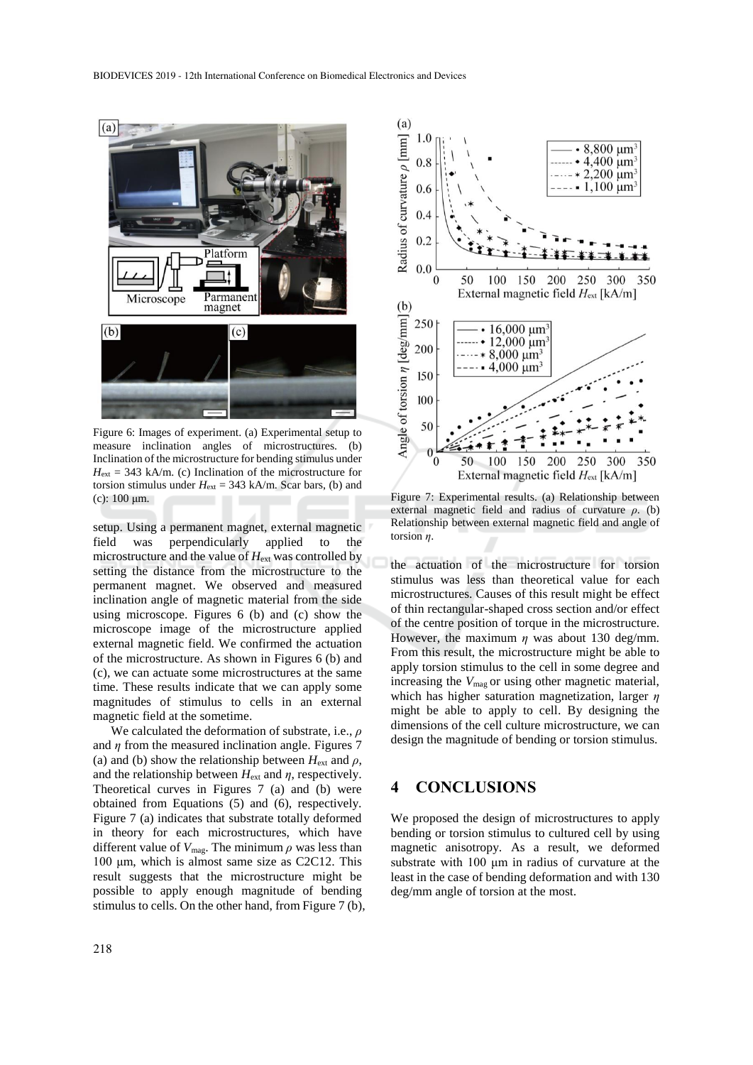Figure 6: Images of experiment. (a) Experimental setup to measure inclination angles of microstructures. (b) Inclination of the microstructure for bending stimulus under $H_{ext}$ = 343 kA/m. (c) Inclination of the microstructure for torsion stimulus under $H_{ext}$ = 343 kA/m. Scar bars, (b) and (c): 100 μm.

setup. Using a permanent magnet, external magnetic field was perpendicularly applied to the microstructure and the value of $H_{ext}$ was controlled by setting the distance from the microstructure to the permanent magnet. We observed and measured inclination angle of magnetic material from the side using microscope. Figures 6 (b) and (c) show the microscope image of the microstructure applied external magnetic field. We confirmed the actuation of the microstructure. As shown in Figures 6 (b) and (c), we can actuate some microstructures at the same time. These results indicate that we can apply some magnitudes of stimulus to cells in an external magnetic field at the sometime.

We calculated the deformation of substrate, i.e., $\rho$ and $\eta$ from the measured inclination angle. Figures 7 (a) and (b) show the relationship between $H_{ext}$ and $\rho$, and the relationship between $H_{ext}$ and $\eta$, respectively. Theoretical curves in Figures 7 (a) and (b) were obtained from Equations (5) and (6), respectively. Figure 7 (a) indicates that substrate totally deformed in theory for each microstructures, which have different value of $V_{mag}$. The minimum $\rho$ was less than 100 μm, which is almost same size as C2C12. This result suggests that the microstructure might be possible to apply enough magnitude of bending stimulus to cells. On the other hand, from Figure 7 (b),

Figure 7: Experimental results. (a) Relationship between external magnetic field and radius of curvature $\rho$. (b) Relationship between external magnetic field and angle of torsion $\eta$.

the actuation of the microstructure for torsion stimulus was less than theoretical value for each microstructures. Causes of this result might be effect of thin rectangular-shaped cross section and/or effect of the centre position of torque in the microstructure. However, the maximum $\eta$ was about 130 deg/mm. From this result, the microstructure might be able to apply torsion stimulus to the cell in some degree and increasing the $V_{mag}$ or using other magnetic material, which has higher saturation magnetization, larger $\eta$ might be able to apply to cell. By designing the dimensions of the cell culture microstructure, we can design the magnitude of bending or torsion stimulus.

## 4 CONCLUSIONS

We proposed the design of microstructures to apply bending or torsion stimulus to cultured cell by using magnetic anisotropy. As a result, we deformed substrate with 100 μm in radius of curvature at the least in the case of bending deformation and with 130 deg/mm angle of torsion at the most.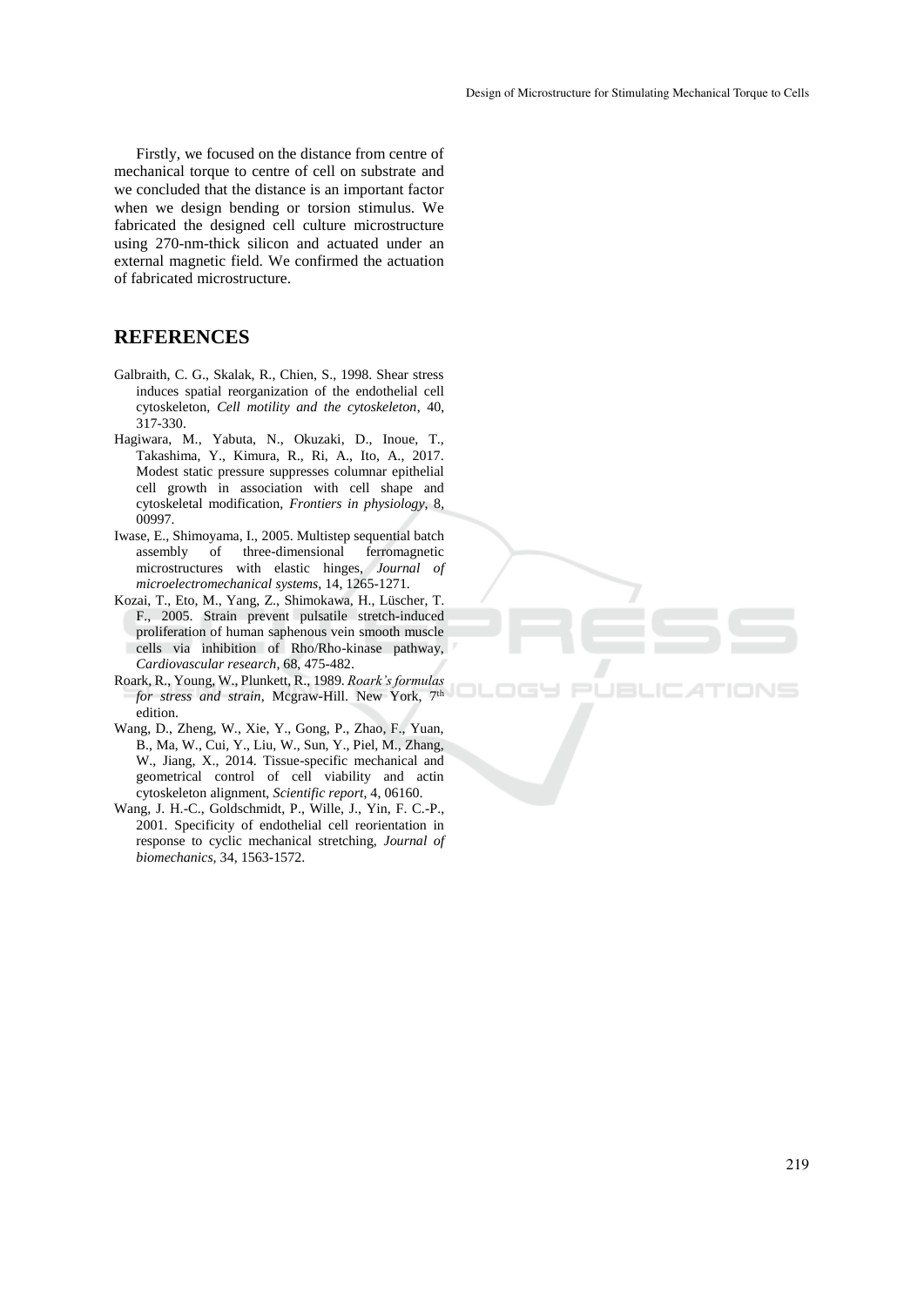Firstly, we focused on the distance from centre of mechanical torque to centre of cell on substrate and we concluded that the distance is an important factor when we design bending or torsion stimulus. We fabricated the designed cell culture microstructure using 270-nm-thick silicon and actuated under an external magnetic field. We confirmed the actuation of fabricated microstructure.

## REFERENCES

Galbraith, C. G., Skalak, R., Chien, S., 1998. Shear stress induces spatial reorganization of the endothelial cell cytoskeleton, *Cell motility and the cytoskeleton*, 40, 317-330.

Hagiwara, M., Yabuta, N., Okuzaki, D., Inoue, T., Takashima, Y., Kimura, R., Ri, A., Ito, A., 2017. Modest static pressure suppresses columnar epithelial cell growth in association with cell shape and cytoskeletal modification, *Frontiers in physiology*, 8, 00997.

Iwase, E., Shimoyama, I., 2005. Multistep sequential batch assembly of three-dimensional ferromagnetic microstructures with elastic hinges, *Journal of microelectromechanical systems*, 14, 1265-1271.

Kozai, T., Eto, M., Yang, Z., Shimokawa, H., Lüscher, T. F., 2005. Strain prevent pulsatile stretch-induced proliferation of human saphenous vein smooth muscle cells via inhibition of Rho/Rho-kinase pathway, *Cardiovascular research*, 68, 475-482.

Roark, R., Young, W., Plunkett, R., 1989. *Roark's formulas for stress and strain*, Mcgraw-Hill. New York, 7th edition.

Wang, D., Zheng, W., Xie, Y., Gong, P., Zhao, F., Yuan, B., Ma, W., Cui, Y., Liu, W., Sun, Y., Piel, M., Zhang, W., Jiang, X., 2014. Tissue-specific mechanical and geometrical control of cell viability and actin cytoskeleton alignment, *Scientific report*, 4, 06160.

Wang, J. H.-C., Goldschmidt, P., Wille, J., Yin, F. C.-P., 2001. Specificity of endothelial cell reorientation in response to cyclic mechanical stretching, *Journal of biomechanics*, 34, 1563-1572.